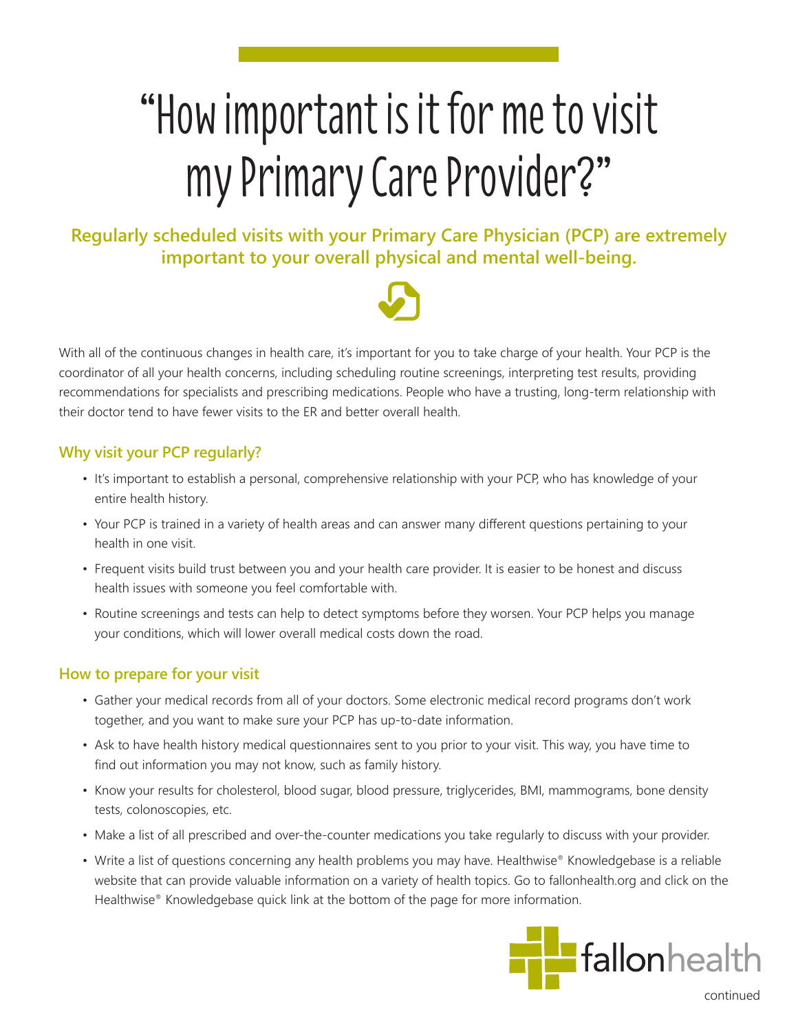# “How important is it for me to visit my Primary Care Provider?”

**Regularly scheduled visits with your Primary Care Physician (PCP) are extremely important to your overall physical and mental well-being.**

With all of the continuous changes in health care, it’s important for you to take charge of your health. Your PCP is the coordinator of all your health concerns, including scheduling routine screenings, interpreting test results, providing recommendations for specialists and prescribing medications. People who have a trusting, long-term relationship with their doctor tend to have fewer visits to the ER and better overall health.

## Why visit your PCP regularly?

- It’s important to establish a personal, comprehensive relationship with your PCP, who has knowledge of your entire health history.
- Your PCP is trained in a variety of health areas and can answer many different questions pertaining to your health in one visit.
- Frequent visits build trust between you and your health care provider. It is easier to be honest and discuss health issues with someone you feel comfortable with.
- Routine screenings and tests can help to detect symptoms before they worsen. Your PCP helps you manage your conditions, which will lower overall medical costs down the road.

## How to prepare for your visit

- Gather your medical records from all of your doctors. Some electronic medical record programs don’t work together, and you want to make sure your PCP has up-to-date information.
- Ask to have health history medical questionnaires sent to you prior to your visit. This way, you have time to find out information you may not know, such as family history.
- Know your results for cholesterol, blood sugar, blood pressure, triglycerides, BMI, mammograms, bone density tests, colonoscopies, etc.
- Make a list of all prescribed and over-the-counter medications you take regularly to discuss with your provider.
- Write a list of questions concerning any health problems you may have. Healthwise® Knowledgebase is a reliable website that can provide valuable information on a variety of health topics. Go to fallonhealth.org and click on the Healthwise® Knowledgebase quick link at the bottom of the page for more information.

fallonhealth

continued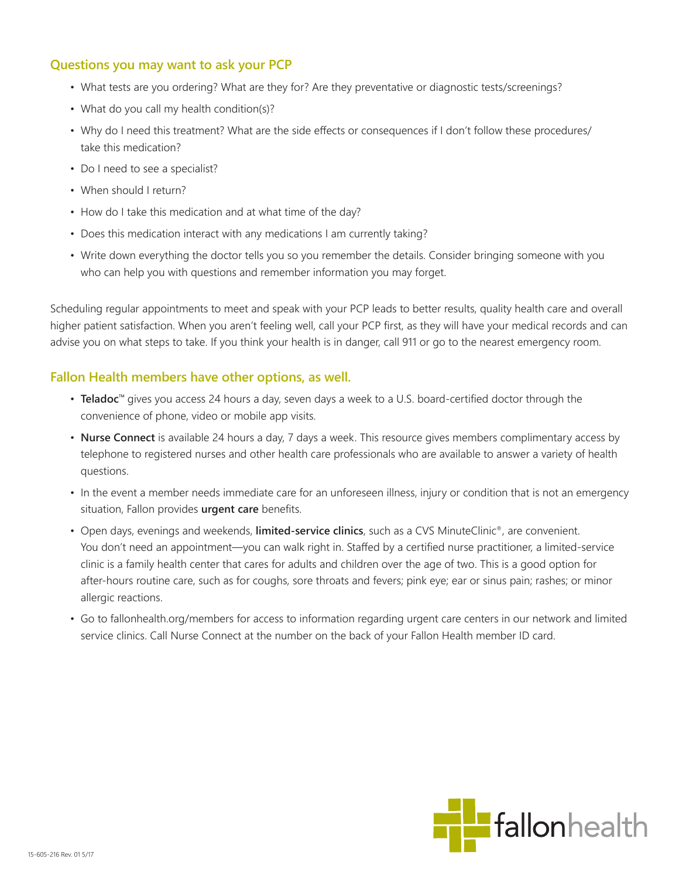## Questions you may want to ask your PCP

- What tests are you ordering? What are they for? Are they preventative or diagnostic tests/screenings?
- What do you call my health condition(s)?
- Why do I need this treatment? What are the side effects or consequences if I don't follow these procedures/take this medication?
- Do I need to see a specialist?
- When should I return?
- How do I take this medication and at what time of the day?
- Does this medication interact with any medications I am currently taking?
- Write down everything the doctor tells you so you remember the details. Consider bringing someone with you who can help you with questions and remember information you may forget.

Scheduling regular appointments to meet and speak with your PCP leads to better results, quality health care and overall higher patient satisfaction. When you aren't feeling well, call your PCP first, as they will have your medical records and can advise you on what steps to take. If you think your health is in danger, call 911 or go to the nearest emergency room.

## Fallon Health members have other options, as well.

- **Teladoc**™ gives you access 24 hours a day, seven days a week to a U.S. board-certified doctor through the convenience of phone, video or mobile app visits.
- **Nurse Connect** is available 24 hours a day, 7 days a week. This resource gives members complimentary access by telephone to registered nurses and other health care professionals who are available to answer a variety of health questions.
- In the event a member needs immediate care for an unforeseen illness, injury or condition that is not an emergency situation, Fallon provides **urgent care** benefits.
- Open days, evenings and weekends, **limited-service clinics**, such as a CVS MinuteClinic®, are convenient. You don't need an appointment—you can walk right in. Staffed by a certified nurse practitioner, a limited-service clinic is a family health center that cares for adults and children over the age of two. This is a good option for after-hours routine care, such as for coughs, sore throats and fevers; pink eye; ear or sinus pain; rashes; or minor allergic reactions.
- Go to fallonhealth.org/members for access to information regarding urgent care centers in our network and limited service clinics. Call Nurse Connect at the number on the back of your Fallon Health member ID card.

fallonhealth

15-605-216 Rev. 01 5/17